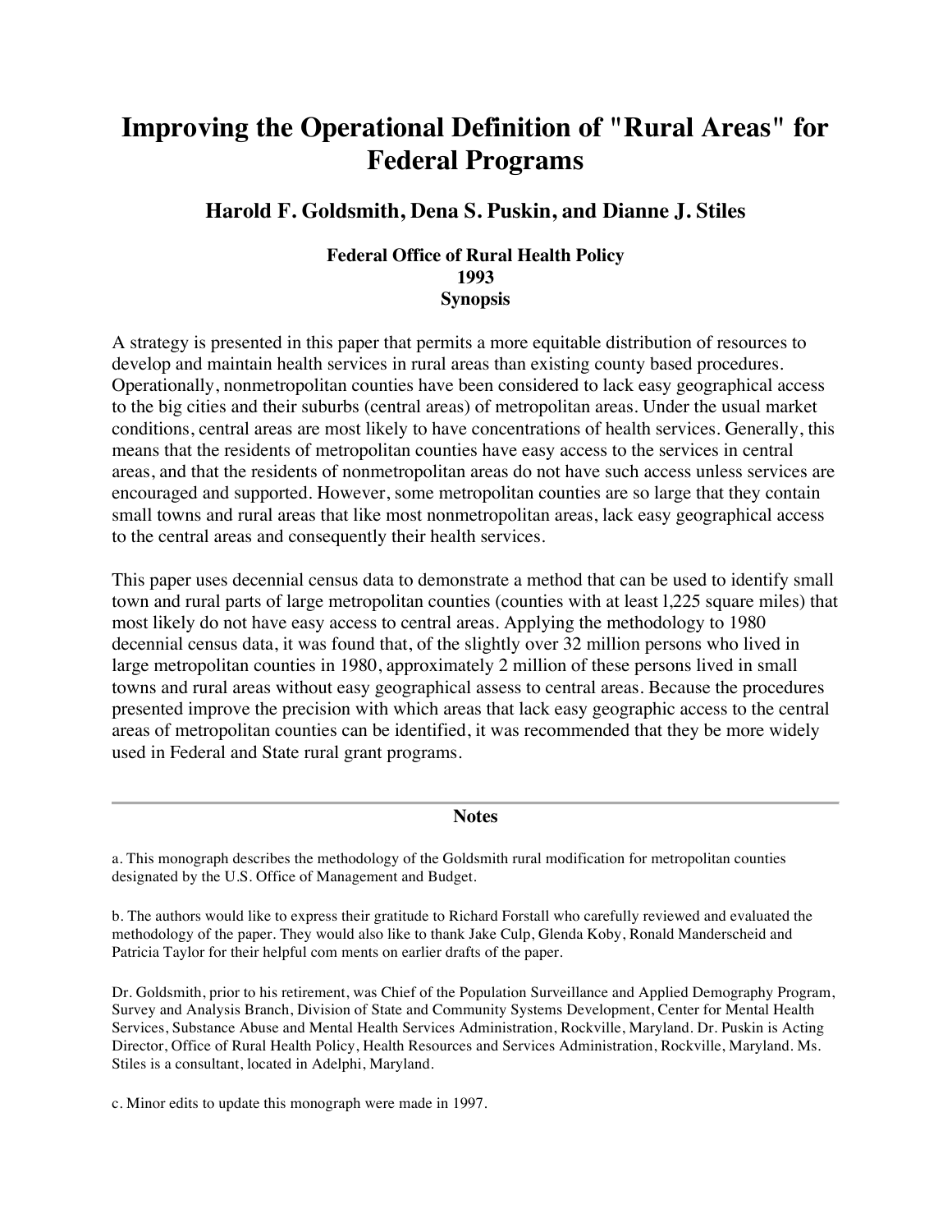# Improving the Operational Definition of "Rural Areas" for Federal Programs

## Harold F. Goldsmith, Dena S. Puskin, and Dianne J. Stiles

**Federal Office of Rural Health Policy**
**1993**
**Synopsis**

A strategy is presented in this paper that permits a more equitable distribution of resources to develop and maintain health services in rural areas than existing county based procedures. Operationally, nonmetropolitan counties have been considered to lack easy geographical access to the big cities and their suburbs (central areas) of metropolitan areas. Under the usual market conditions, central areas are most likely to have concentrations of health services. Generally, this means that the residents of metropolitan counties have easy access to the services in central areas, and that the residents of nonmetropolitan areas do not have such access unless services are encouraged and supported. However, some metropolitan counties are so large that they contain small towns and rural areas that like most nonmetropolitan areas, lack easy geographical access to the central areas and consequently their health services.

This paper uses decennial census data to demonstrate a method that can be used to identify small town and rural parts of large metropolitan counties (counties with at least l,225 square miles) that most likely do not have easy access to central areas. Applying the methodology to 1980 decennial census data, it was found that, of the slightly over 32 million persons who lived in large metropolitan counties in 1980, approximately 2 million of these persons lived in small towns and rural areas without easy geographical assess to central areas. Because the procedures presented improve the precision with which areas that lack easy geographic access to the central areas of metropolitan counties can be identified, it was recommended that they be more widely used in Federal and State rural grant programs.

---

**Notes**

a. This monograph describes the methodology of the Goldsmith rural modification for metropolitan counties designated by the U.S. Office of Management and Budget.

b. The authors would like to express their gratitude to Richard Forstall who carefully reviewed and evaluated the methodology of the paper. They would also like to thank Jake Culp, Glenda Koby, Ronald Manderscheid and Patricia Taylor for their helpful com ments on earlier drafts of the paper.

Dr. Goldsmith, prior to his retirement, was Chief of the Population Surveillance and Applied Demography Program, Survey and Analysis Branch, Division of State and Community Systems Development, Center for Mental Health Services, Substance Abuse and Mental Health Services Administration, Rockville, Maryland. Dr. Puskin is Acting Director, Office of Rural Health Policy, Health Resources and Services Administration, Rockville, Maryland. Ms. Stiles is a consultant, located in Adelphi, Maryland.

c. Minor edits to update this monograph were made in 1997.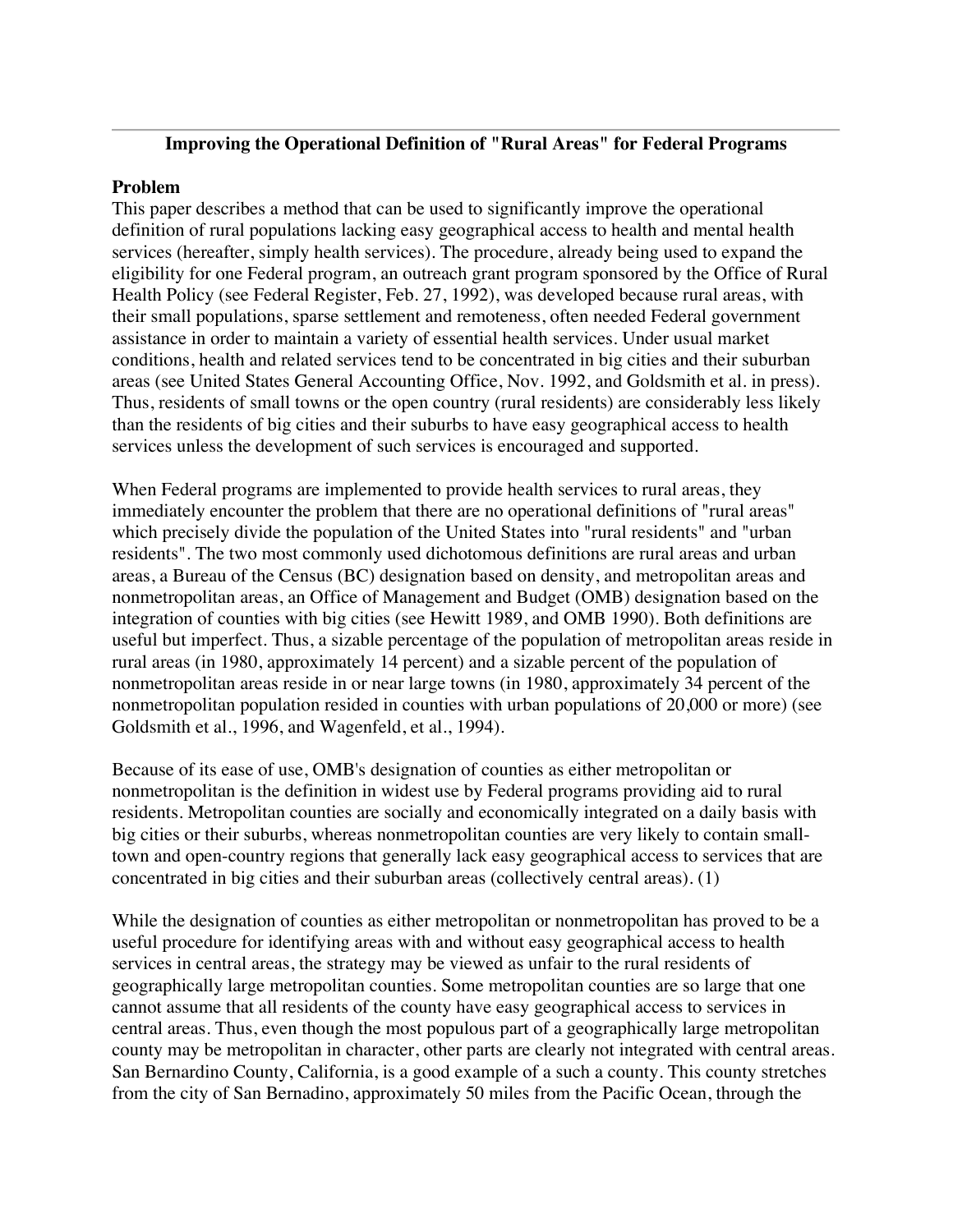## Improving the Operational Definition of "Rural Areas" for Federal Programs

### Problem

This paper describes a method that can be used to significantly improve the operational definition of rural populations lacking easy geographical access to health and mental health services (hereafter, simply health services). The procedure, already being used to expand the eligibility for one Federal program, an outreach grant program sponsored by the Office of Rural Health Policy (see Federal Register, Feb. 27, 1992), was developed because rural areas, with their small populations, sparse settlement and remoteness, often needed Federal government assistance in order to maintain a variety of essential health services. Under usual market conditions, health and related services tend to be concentrated in big cities and their suburban areas (see United States General Accounting Office, Nov. 1992, and Goldsmith et al. in press). Thus, residents of small towns or the open country (rural residents) are considerably less likely than the residents of big cities and their suburbs to have easy geographical access to health services unless the development of such services is encouraged and supported.

When Federal programs are implemented to provide health services to rural areas, they immediately encounter the problem that there are no operational definitions of "rural areas" which precisely divide the population of the United States into "rural residents" and "urban residents". The two most commonly used dichotomous definitions are rural areas and urban areas, a Bureau of the Census (BC) designation based on density, and metropolitan areas and nonmetropolitan areas, an Office of Management and Budget (OMB) designation based on the integration of counties with big cities (see Hewitt 1989, and OMB 1990). Both definitions are useful but imperfect. Thus, a sizable percentage of the population of metropolitan areas reside in rural areas (in 1980, approximately 14 percent) and a sizable percent of the population of nonmetropolitan areas reside in or near large towns (in 1980, approximately 34 percent of the nonmetropolitan population resided in counties with urban populations of 20,000 or more) (see Goldsmith et al., 1996, and Wagenfeld, et al., 1994).

Because of its ease of use, OMB's designation of counties as either metropolitan or nonmetropolitan is the definition in widest use by Federal programs providing aid to rural residents. Metropolitan counties are socially and economically integrated on a daily basis with big cities or their suburbs, whereas nonmetropolitan counties are very likely to contain small-town and open-country regions that generally lack easy geographical access to services that are concentrated in big cities and their suburban areas (collectively central areas). (1)

While the designation of counties as either metropolitan or nonmetropolitan has proved to be a useful procedure for identifying areas with and without easy geographical access to health services in central areas, the strategy may be viewed as unfair to the rural residents of geographically large metropolitan counties. Some metropolitan counties are so large that one cannot assume that all residents of the county have easy geographical access to services in central areas. Thus, even though the most populous part of a geographically large metropolitan county may be metropolitan in character, other parts are clearly not integrated with central areas. San Bernardino County, California, is a good example of a such a county. This county stretches from the city of San Bernadino, approximately 50 miles from the Pacific Ocean, through the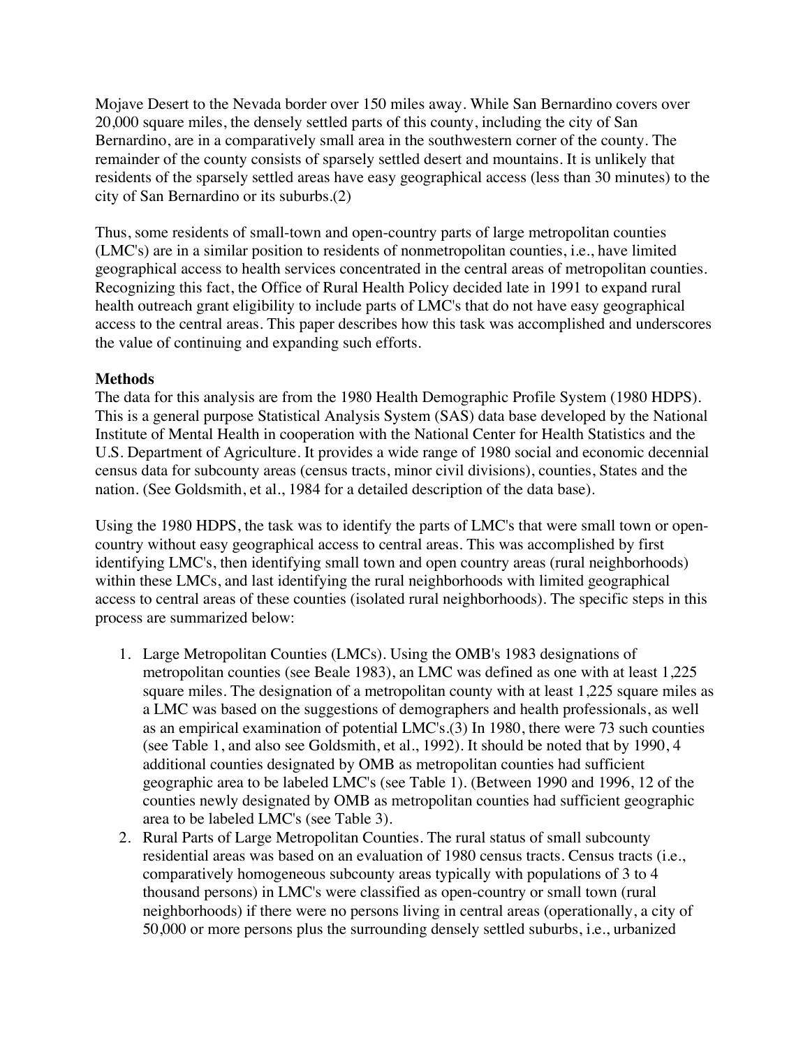Mojave Desert to the Nevada border over 150 miles away. While San Bernardino covers over 20,000 square miles, the densely settled parts of this county, including the city of San Bernardino, are in a comparatively small area in the southwestern corner of the county. The remainder of the county consists of sparsely settled desert and mountains. It is unlikely that residents of the sparsely settled areas have easy geographical access (less than 30 minutes) to the city of San Bernardino or its suburbs.(2)

Thus, some residents of small-town and open-country parts of large metropolitan counties (LMC's) are in a similar position to residents of nonmetropolitan counties, i.e., have limited geographical access to health services concentrated in the central areas of metropolitan counties. Recognizing this fact, the Office of Rural Health Policy decided late in 1991 to expand rural health outreach grant eligibility to include parts of LMC's that do not have easy geographical access to the central areas. This paper describes how this task was accomplished and underscores the value of continuing and expanding such efforts.

**Methods**

The data for this analysis are from the 1980 Health Demographic Profile System (1980 HDPS). This is a general purpose Statistical Analysis System (SAS) data base developed by the National Institute of Mental Health in cooperation with the National Center for Health Statistics and the U.S. Department of Agriculture. It provides a wide range of 1980 social and economic decennial census data for subcounty areas (census tracts, minor civil divisions), counties, States and the nation. (See Goldsmith, et al., 1984 for a detailed description of the data base).

Using the 1980 HDPS, the task was to identify the parts of LMC's that were small town or open-country without easy geographical access to central areas. This was accomplished by first identifying LMC's, then identifying small town and open country areas (rural neighborhoods) within these LMCs, and last identifying the rural neighborhoods with limited geographical access to central areas of these counties (isolated rural neighborhoods). The specific steps in this process are summarized below:

1. Large Metropolitan Counties (LMCs). Using the OMB's 1983 designations of metropolitan counties (see Beale 1983), an LMC was defined as one with at least 1,225 square miles. The designation of a metropolitan county with at least 1,225 square miles as a LMC was based on the suggestions of demographers and health professionals, as well as an empirical examination of potential LMC's.(3) In 1980, there were 73 such counties (see Table 1, and also see Goldsmith, et al., 1992). It should be noted that by 1990, 4 additional counties designated by OMB as metropolitan counties had sufficient geographic area to be labeled LMC's (see Table 1). (Between 1990 and 1996, 12 of the counties newly designated by OMB as metropolitan counties had sufficient geographic area to be labeled LMC's (see Table 3).
2. Rural Parts of Large Metropolitan Counties. The rural status of small subcounty residential areas was based on an evaluation of 1980 census tracts. Census tracts (i.e., comparatively homogeneous subcounty areas typically with populations of 3 to 4 thousand persons) in LMC's were classified as open-country or small town (rural neighborhoods) if there were no persons living in central areas (operationally, a city of 50,000 or more persons plus the surrounding densely settled suburbs, i.e., urbanized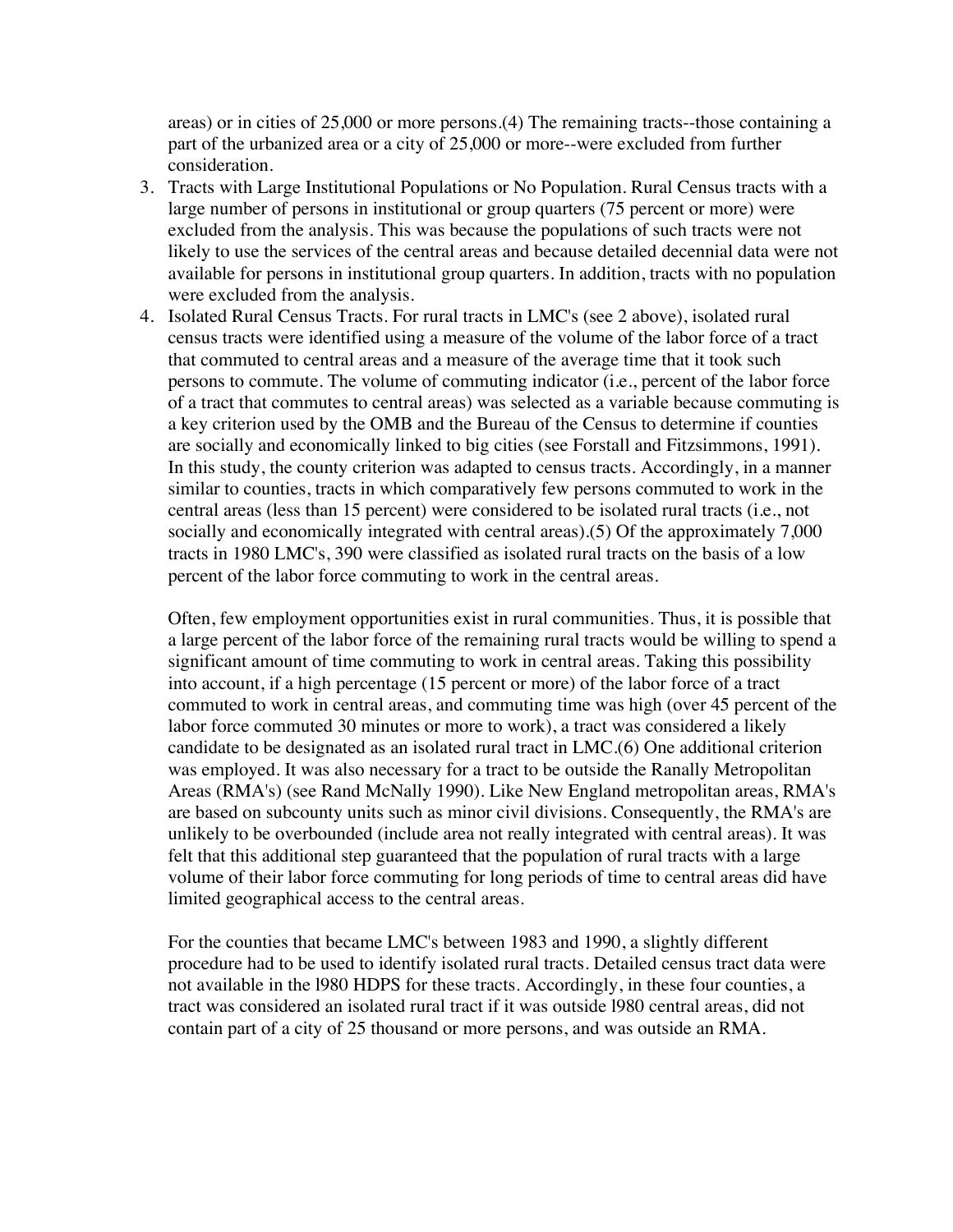areas) or in cities of 25,000 or more persons.(4) The remaining tracts--those containing a part of the urbanized area or a city of 25,000 or more--were excluded from further consideration.

3. Tracts with Large Institutional Populations or No Population. Rural Census tracts with a large number of persons in institutional or group quarters (75 percent or more) were excluded from the analysis. This was because the populations of such tracts were not likely to use the services of the central areas and because detailed decennial data were not available for persons in institutional group quarters. In addition, tracts with no population were excluded from the analysis.
4. Isolated Rural Census Tracts. For rural tracts in LMC's (see 2 above), isolated rural census tracts were identified using a measure of the volume of the labor force of a tract that commuted to central areas and a measure of the average time that it took such persons to commute. The volume of commuting indicator (i.e., percent of the labor force of a tract that commutes to central areas) was selected as a variable because commuting is a key criterion used by the OMB and the Bureau of the Census to determine if counties are socially and economically linked to big cities (see Forstall and Fitzsimmons, 1991). In this study, the county criterion was adapted to census tracts. Accordingly, in a manner similar to counties, tracts in which comparatively few persons commuted to work in the central areas (less than 15 percent) were considered to be isolated rural tracts (i.e., not socially and economically integrated with central areas).(5) Of the approximately 7,000 tracts in 1980 LMC's, 390 were classified as isolated rural tracts on the basis of a low percent of the labor force commuting to work in the central areas.

   Often, few employment opportunities exist in rural communities. Thus, it is possible that a large percent of the labor force of the remaining rural tracts would be willing to spend a significant amount of time commuting to work in central areas. Taking this possibility into account, if a high percentage (15 percent or more) of the labor force of a tract commuted to work in central areas, and commuting time was high (over 45 percent of the labor force commuted 30 minutes or more to work), a tract was considered a likely candidate to be designated as an isolated rural tract in LMC.(6) One additional criterion was employed. It was also necessary for a tract to be outside the Ranally Metropolitan Areas (RMA's) (see Rand McNally 1990). Like New England metropolitan areas, RMA's are based on subcounty units such as minor civil divisions. Consequently, the RMA's are unlikely to be overbounded (include area not really integrated with central areas). It was felt that this additional step guaranteed that the population of rural tracts with a large volume of their labor force commuting for long periods of time to central areas did have limited geographical access to the central areas.

   For the counties that became LMC's between 1983 and 1990, a slightly different procedure had to be used to identify isolated rural tracts. Detailed census tract data were not available in the l980 HDPS for these tracts. Accordingly, in these four counties, a tract was considered an isolated rural tract if it was outside l980 central areas, did not contain part of a city of 25 thousand or more persons, and was outside an RMA.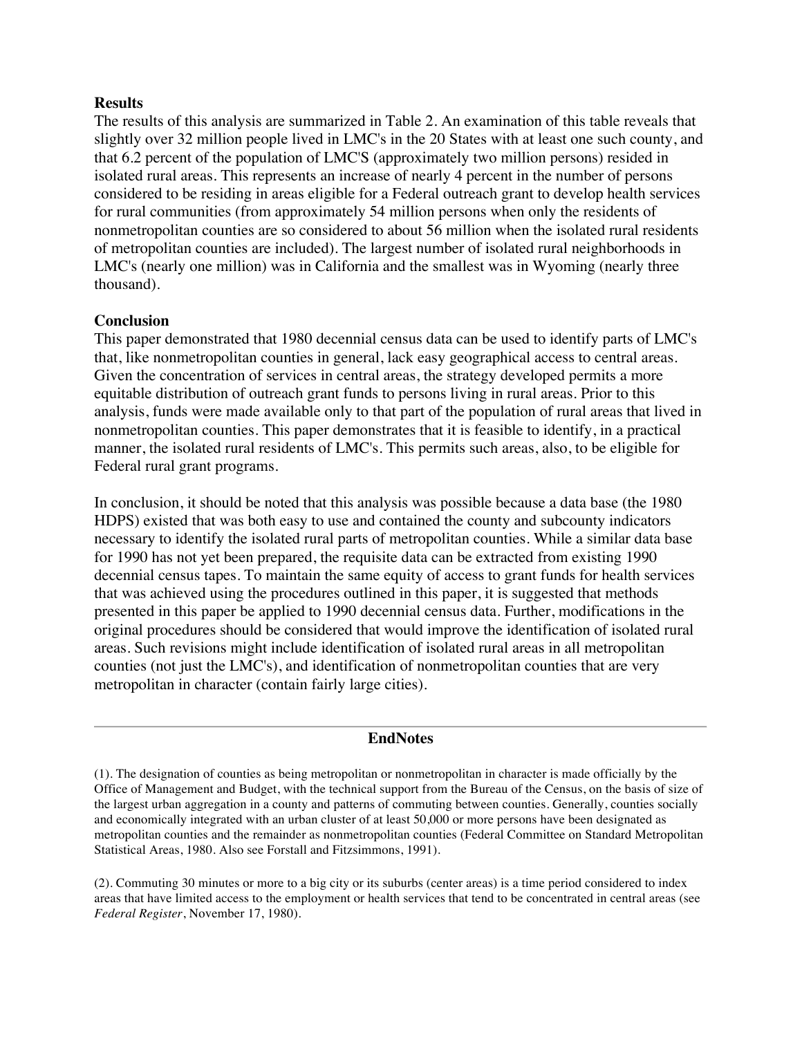**Results**

The results of this analysis are summarized in Table 2. An examination of this table reveals that slightly over 32 million people lived in LMC's in the 20 States with at least one such county, and that 6.2 percent of the population of LMC'S (approximately two million persons) resided in isolated rural areas. This represents an increase of nearly 4 percent in the number of persons considered to be residing in areas eligible for a Federal outreach grant to develop health services for rural communities (from approximately 54 million persons when only the residents of nonmetropolitan counties are so considered to about 56 million when the isolated rural residents of metropolitan counties are included). The largest number of isolated rural neighborhoods in LMC's (nearly one million) was in California and the smallest was in Wyoming (nearly three thousand).

**Conclusion**

This paper demonstrated that 1980 decennial census data can be used to identify parts of LMC's that, like nonmetropolitan counties in general, lack easy geographical access to central areas. Given the concentration of services in central areas, the strategy developed permits a more equitable distribution of outreach grant funds to persons living in rural areas. Prior to this analysis, funds were made available only to that part of the population of rural areas that lived in nonmetropolitan counties. This paper demonstrates that it is feasible to identify, in a practical manner, the isolated rural residents of LMC's. This permits such areas, also, to be eligible for Federal rural grant programs.

In conclusion, it should be noted that this analysis was possible because a data base (the 1980 HDPS) existed that was both easy to use and contained the county and subcounty indicators necessary to identify the isolated rural parts of metropolitan counties. While a similar data base for 1990 has not yet been prepared, the requisite data can be extracted from existing 1990 decennial census tapes. To maintain the same equity of access to grant funds for health services that was achieved using the procedures outlined in this paper, it is suggested that methods presented in this paper be applied to 1990 decennial census data. Further, modifications in the original procedures should be considered that would improve the identification of isolated rural areas. Such revisions might include identification of isolated rural areas in all metropolitan counties (not just the LMC's), and identification of nonmetropolitan counties that are very metropolitan in character (contain fairly large cities).

---

## EndNotes

(1). The designation of counties as being metropolitan or nonmetropolitan in character is made officially by the Office of Management and Budget, with the technical support from the Bureau of the Census, on the basis of size of the largest urban aggregation in a county and patterns of commuting between counties. Generally, counties socially and economically integrated with an urban cluster of at least 50,000 or more persons have been designated as metropolitan counties and the remainder as nonmetropolitan counties (Federal Committee on Standard Metropolitan Statistical Areas, 1980. Also see Forstall and Fitzsimmons, 1991).

(2). Commuting 30 minutes or more to a big city or its suburbs (center areas) is a time period considered to index areas that have limited access to the employment or health services that tend to be concentrated in central areas (see *Federal Register*, November 17, 1980).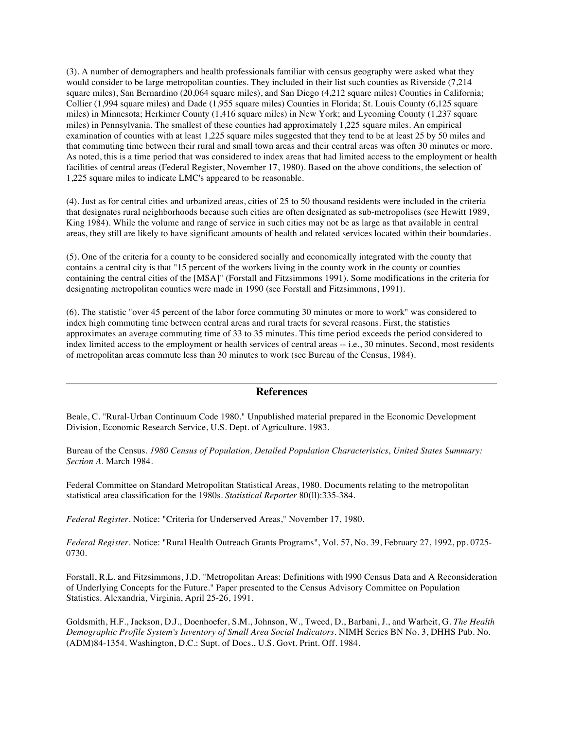(3). A number of demographers and health professionals familiar with census geography were asked what they would consider to be large metropolitan counties. They included in their list such counties as Riverside (7,214 square miles), San Bernardino (20,064 square miles), and San Diego (4,212 square miles) Counties in California; Collier (1,994 square miles) and Dade (1,955 square miles) Counties in Florida; St. Louis County (6,125 square miles) in Minnesota; Herkimer County (1,416 square miles) in New York; and Lycoming County (1,237 square miles) in Pennsylvania. The smallest of these counties had approximately 1,225 square miles. An empirical examination of counties with at least 1,225 square miles suggested that they tend to be at least 25 by 50 miles and that commuting time between their rural and small town areas and their central areas was often 30 minutes or more. As noted, this is a time period that was considered to index areas that had limited access to the employment or health facilities of central areas (Federal Register, November 17, 1980). Based on the above conditions, the selection of 1,225 square miles to indicate LMC's appeared to be reasonable.

(4). Just as for central cities and urbanized areas, cities of 25 to 50 thousand residents were included in the criteria that designates rural neighborhoods because such cities are often designated as sub-metropolises (see Hewitt 1989, King 1984). While the volume and range of service in such cities may not be as large as that available in central areas, they still are likely to have significant amounts of health and related services located within their boundaries.

(5). One of the criteria for a county to be considered socially and economically integrated with the county that contains a central city is that "15 percent of the workers living in the county work in the county or counties containing the central cities of the [MSA]" (Forstall and Fitzsimmons 1991). Some modifications in the criteria for designating metropolitan counties were made in 1990 (see Forstall and Fitzsimmons, 1991).

(6). The statistic "over 45 percent of the labor force commuting 30 minutes or more to work" was considered to index high commuting time between central areas and rural tracts for several reasons. First, the statistics approximates an average commuting time of 33 to 35 minutes. This time period exceeds the period considered to index limited access to the employment or health services of central areas -- i.e., 30 minutes. Second, most residents of metropolitan areas commute less than 30 minutes to work (see Bureau of the Census, 1984).

---

## References

Beale, C. "Rural-Urban Continuum Code 1980." Unpublished material prepared in the Economic Development Division, Economic Research Service, U.S. Dept. of Agriculture. 1983.

Bureau of the Census. *1980 Census of Population, Detailed Population Characteristics, United States Summary: Section A*. March 1984.

Federal Committee on Standard Metropolitan Statistical Areas, 1980. Documents relating to the metropolitan statistical area classification for the 1980s. *Statistical Reporter* 80(ll):335-384.

*Federal Register*. Notice: "Criteria for Underserved Areas," November 17, 1980.

*Federal Register*. Notice: "Rural Health Outreach Grants Programs", Vol. 57, No. 39, February 27, 1992, pp. 0725-0730.

Forstall, R.L. and Fitzsimmons, J.D. "Metropolitan Areas: Definitions with l990 Census Data and A Reconsideration of Underlying Concepts for the Future." Paper presented to the Census Advisory Committee on Population Statistics. Alexandria, Virginia, April 25-26, 1991.

Goldsmith, H.F., Jackson, D.J., Doenhoefer, S.M., Johnson, W., Tweed, D., Barbani, J., and Warheit, G. *The Health Demographic Profile System's Inventory of Small Area Social Indicators*. NIMH Series BN No. 3, DHHS Pub. No. (ADM)84-1354. Washington, D.C.: Supt. of Docs., U.S. Govt. Print. Off. 1984.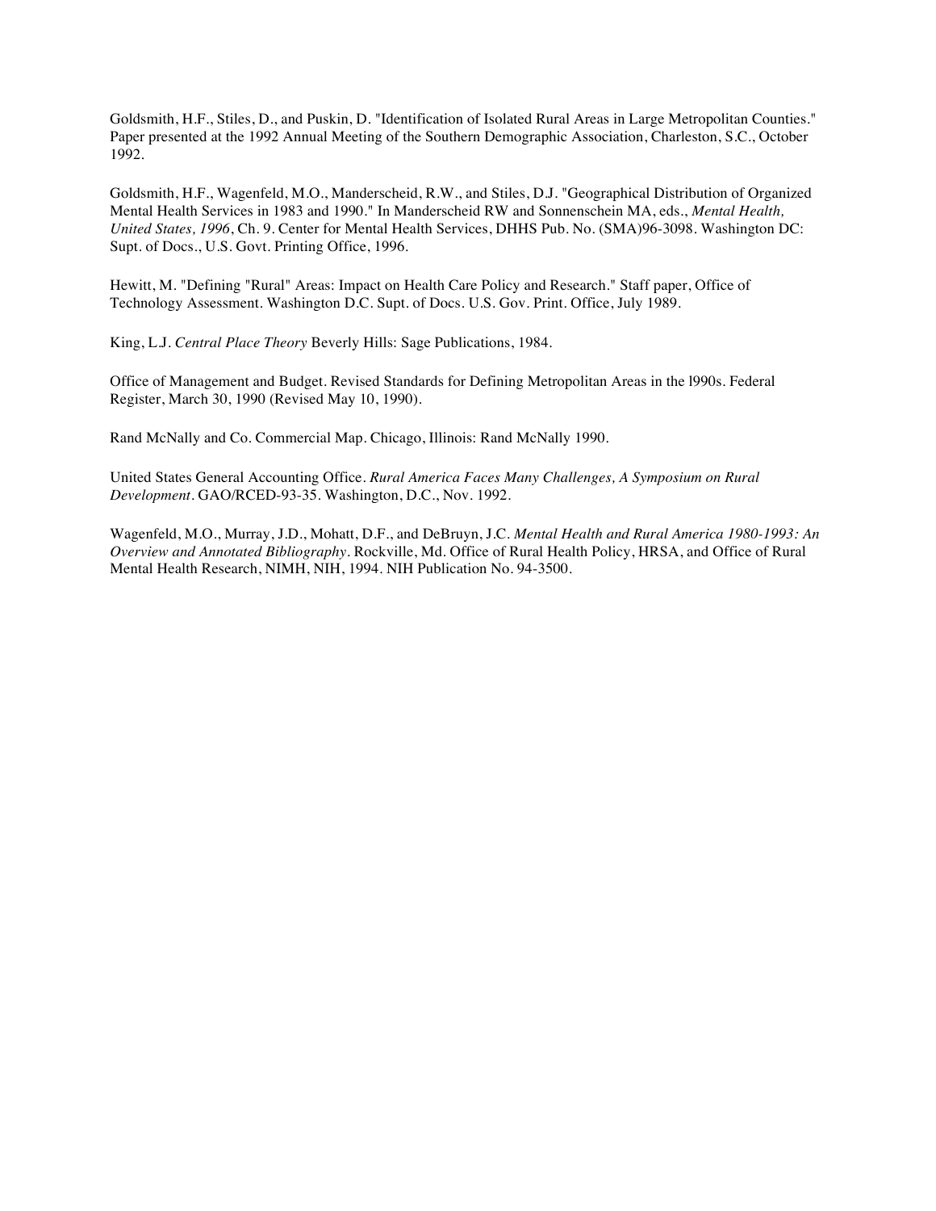Goldsmith, H.F., Stiles, D., and Puskin, D. "Identification of Isolated Rural Areas in Large Metropolitan Counties." Paper presented at the 1992 Annual Meeting of the Southern Demographic Association, Charleston, S.C., October 1992.

Goldsmith, H.F., Wagenfeld, M.O., Manderscheid, R.W., and Stiles, D.J. "Geographical Distribution of Organized Mental Health Services in 1983 and 1990." In Manderscheid RW and Sonnenschein MA, eds., *Mental Health, United States, 1996*, Ch. 9. Center for Mental Health Services, DHHS Pub. No. (SMA)96-3098. Washington DC: Supt. of Docs., U.S. Govt. Printing Office, 1996.

Hewitt, M. "Defining "Rural" Areas: Impact on Health Care Policy and Research." Staff paper, Office of Technology Assessment. Washington D.C. Supt. of Docs. U.S. Gov. Print. Office, July 1989.

King, L.J. *Central Place Theory* Beverly Hills: Sage Publications, 1984.

Office of Management and Budget. Revised Standards for Defining Metropolitan Areas in the l990s. Federal Register, March 30, 1990 (Revised May 10, 1990).

Rand McNally and Co. Commercial Map. Chicago, Illinois: Rand McNally 1990.

United States General Accounting Office. *Rural America Faces Many Challenges, A Symposium on Rural Development*. GAO/RCED-93-35. Washington, D.C., Nov. 1992.

Wagenfeld, M.O., Murray, J.D., Mohatt, D.F., and DeBruyn, J.C. *Mental Health and Rural America 1980-1993: An Overview and Annotated Bibliography*. Rockville, Md. Office of Rural Health Policy, HRSA, and Office of Rural Mental Health Research, NIMH, NIH, 1994. NIH Publication No. 94-3500.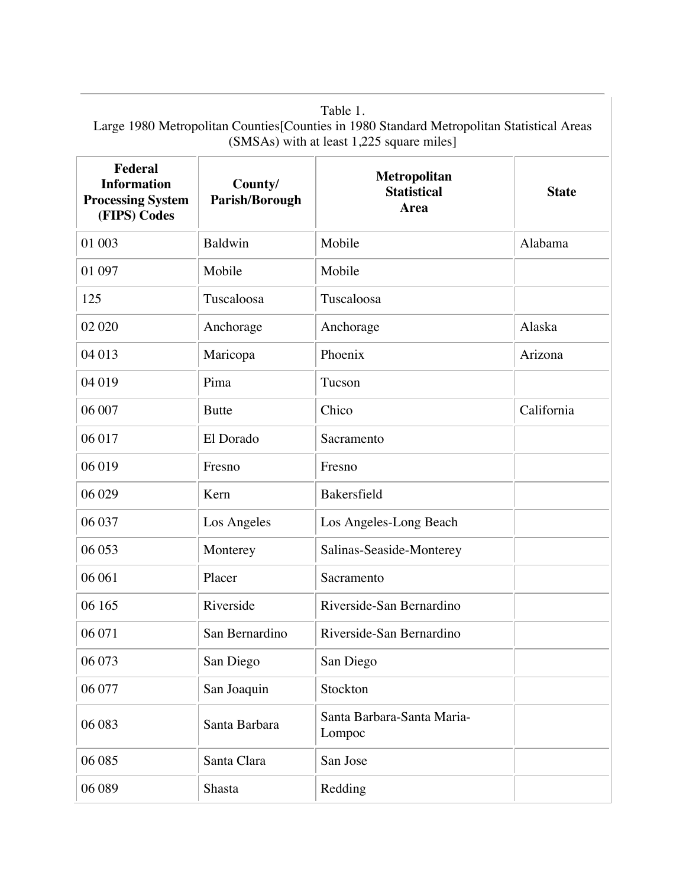Table 1.
Large 1980 Metropolitan Counties[Counties in 1980 Standard Metropolitan Statistical Areas (SMSAs) with at least 1,225 square miles]

| Federal Information Processing System (FIPS) Codes | County/ Parish/Borough | Metropolitan Statistical Area | State |
|---|---|---|---|
| 01 003 | Baldwin | Mobile | Alabama |
| 01 097 | Mobile | Mobile | |
| 125 | Tuscaloosa | Tuscaloosa | |
| 02 020 | Anchorage | Anchorage | Alaska |
| 04 013 | Maricopa | Phoenix | Arizona |
| 04 019 | Pima | Tucson | |
| 06 007 | Butte | Chico | California |
| 06 017 | El Dorado | Sacramento | |
| 06 019 | Fresno | Fresno | |
| 06 029 | Kern | Bakersfield | |
| 06 037 | Los Angeles | Los Angeles-Long Beach | |
| 06 053 | Monterey | Salinas-Seaside-Monterey | |
| 06 061 | Placer | Sacramento | |
| 06 165 | Riverside | Riverside-San Bernardino | |
| 06 071 | San Bernardino | Riverside-San Bernardino | |
| 06 073 | San Diego | San Diego | |
| 06 077 | San Joaquin | Stockton | |
| 06 083 | Santa Barbara | Santa Barbara-Santa Maria-Lompoc | |
| 06 085 | Santa Clara | San Jose | |
| 06 089 | Shasta | Redding | |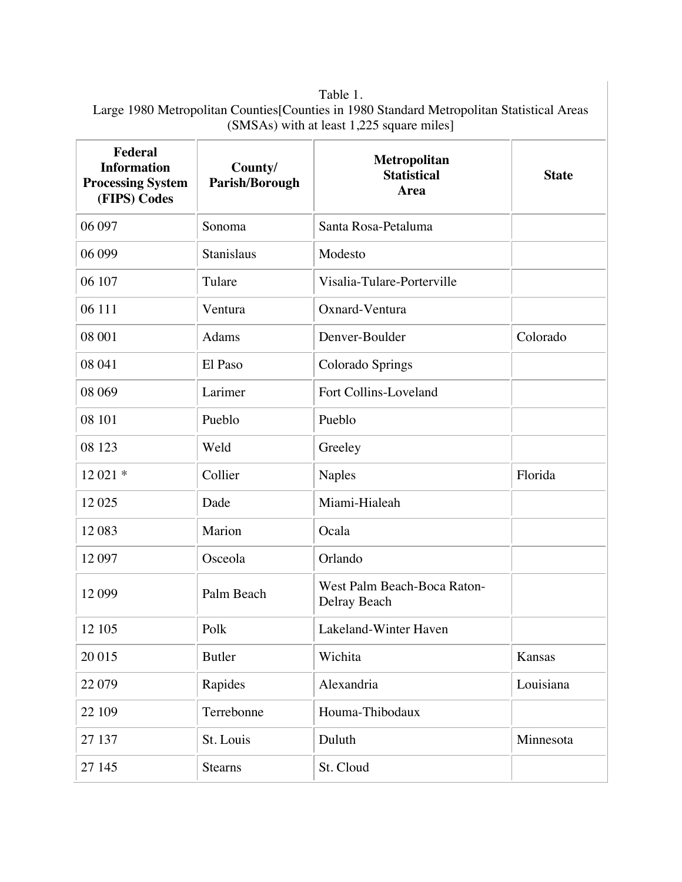Table 1.
Large 1980 Metropolitan Counties[Counties in 1980 Standard Metropolitan Statistical Areas (SMSAs) with at least 1,225 square miles]

| Federal Information Processing System (FIPS) Codes | County/ Parish/Borough | Metropolitan Statistical Area | State |
|---|---|---|---|
| 06 097 | Sonoma | Santa Rosa-Petaluma | |
| 06 099 | Stanislaus | Modesto | |
| 06 107 | Tulare | Visalia-Tulare-Porterville | |
| 06 111 | Ventura | Oxnard-Ventura | |
| 08 001 | Adams | Denver-Boulder | Colorado |
| 08 041 | El Paso | Colorado Springs | |
| 08 069 | Larimer | Fort Collins-Loveland | |
| 08 101 | Pueblo | Pueblo | |
| 08 123 | Weld | Greeley | |
| 12 021 * | Collier | Naples | Florida |
| 12 025 | Dade | Miami-Hialeah | |
| 12 083 | Marion | Ocala | |
| 12 097 | Osceola | Orlando | |
| 12 099 | Palm Beach | West Palm Beach-Boca Raton-Delray Beach | |
| 12 105 | Polk | Lakeland-Winter Haven | |
| 20 015 | Butler | Wichita | Kansas |
| 22 079 | Rapides | Alexandria | Louisiana |
| 22 109 | Terrebonne | Houma-Thibodaux | |
| 27 137 | St. Louis | Duluth | Minnesota |
| 27 145 | Stearns | St. Cloud | |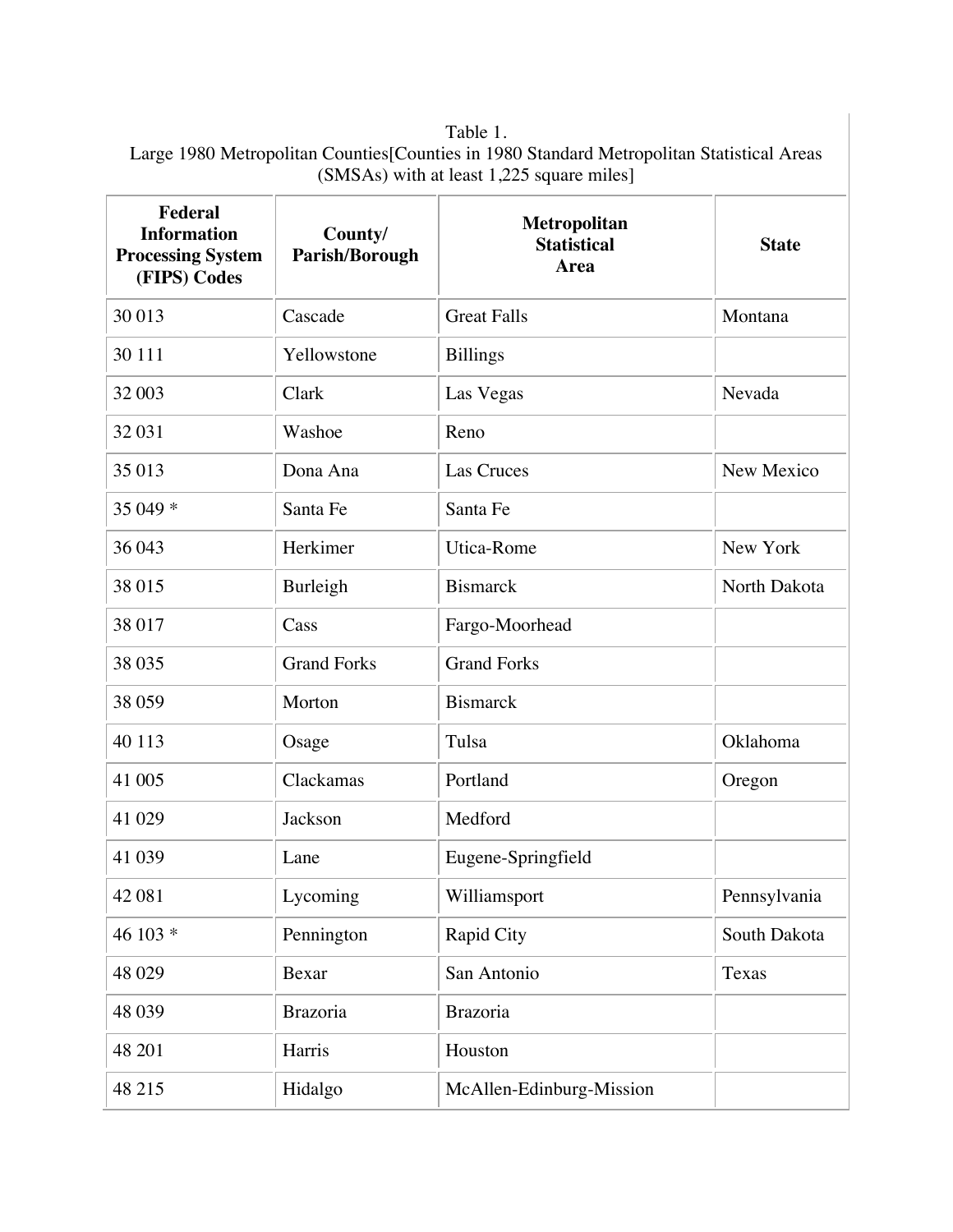Table 1.
Large 1980 Metropolitan Counties[Counties in 1980 Standard Metropolitan Statistical Areas (SMSAs) with at least 1,225 square miles]

| Federal Information Processing System (FIPS) Codes | County/ Parish/Borough | Metropolitan Statistical Area | State |
|---|---|---|---|
| 30 013 | Cascade | Great Falls | Montana |
| 30 111 | Yellowstone | Billings | |
| 32 003 | Clark | Las Vegas | Nevada |
| 32 031 | Washoe | Reno | |
| 35 013 | Dona Ana | Las Cruces | New Mexico |
| 35 049 * | Santa Fe | Santa Fe | |
| 36 043 | Herkimer | Utica-Rome | New York |
| 38 015 | Burleigh | Bismarck | North Dakota |
| 38 017 | Cass | Fargo-Moorhead | |
| 38 035 | Grand Forks | Grand Forks | |
| 38 059 | Morton | Bismarck | |
| 40 113 | Osage | Tulsa | Oklahoma |
| 41 005 | Clackamas | Portland | Oregon |
| 41 029 | Jackson | Medford | |
| 41 039 | Lane | Eugene-Springfield | |
| 42 081 | Lycoming | Williamsport | Pennsylvania |
| 46 103 * | Pennington | Rapid City | South Dakota |
| 48 029 | Bexar | San Antonio | Texas |
| 48 039 | Brazoria | Brazoria | |
| 48 201 | Harris | Houston | |
| 48 215 | Hidalgo | McAllen-Edinburg-Mission | |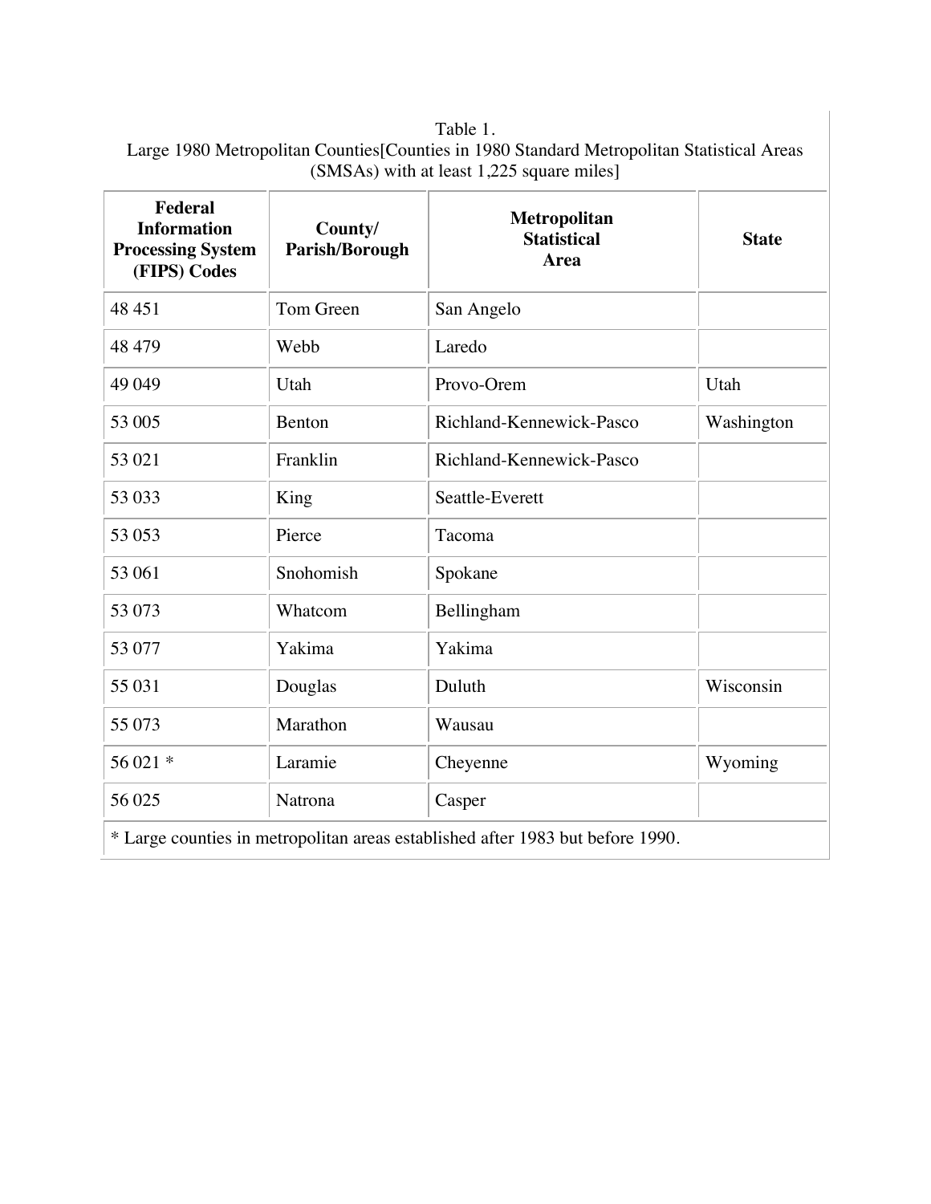Table 1.
Large 1980 Metropolitan Counties[Counties in 1980 Standard Metropolitan Statistical Areas (SMSAs) with at least 1,225 square miles]

| Federal Information Processing System (FIPS) Codes | County/ Parish/Borough | Metropolitan Statistical Area | State |
|---|---|---|---|
| 48 451 | Tom Green | San Angelo | |
| 48 479 | Webb | Laredo | |
| 49 049 | Utah | Provo-Orem | Utah |
| 53 005 | Benton | Richland-Kennewick-Pasco | Washington |
| 53 021 | Franklin | Richland-Kennewick-Pasco | |
| 53 033 | King | Seattle-Everett | |
| 53 053 | Pierce | Tacoma | |
| 53 061 | Snohomish | Spokane | |
| 53 073 | Whatcom | Bellingham | |
| 53 077 | Yakima | Yakima | |
| 55 031 | Douglas | Duluth | Wisconsin |
| 55 073 | Marathon | Wausau | |
| 56 021 * | Laramie | Cheyenne | Wyoming |
| 56 025 | Natrona | Casper | |

* Large counties in metropolitan areas established after 1983 but before 1990.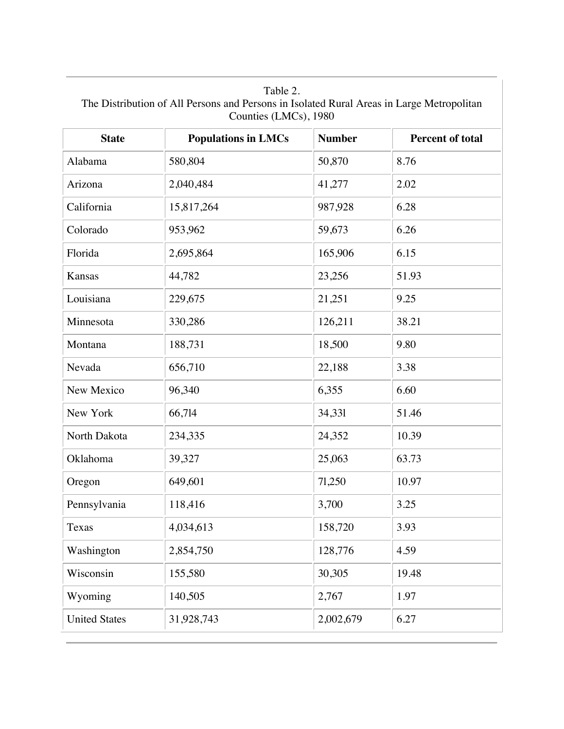Table 2.
The Distribution of All Persons and Persons in Isolated Rural Areas in Large Metropolitan Counties (LMCs), 1980

| State | Populations in LMCs | Number | Percent of total |
|---|---|---|---|
| Alabama | 580,804 | 50,870 | 8.76 |
| Arizona | 2,040,484 | 41,277 | 2.02 |
| California | 15,817,264 | 987,928 | 6.28 |
| Colorado | 953,962 | 59,673 | 6.26 |
| Florida | 2,695,864 | 165,906 | 6.15 |
| Kansas | 44,782 | 23,256 | 51.93 |
| Louisiana | 229,675 | 21,251 | 9.25 |
| Minnesota | 330,286 | 126,211 | 38.21 |
| Montana | 188,731 | 18,500 | 9.80 |
| Nevada | 656,710 | 22,188 | 3.38 |
| New Mexico | 96,340 | 6,355 | 6.60 |
| New York | 66,7l4 | 34,33l | 51.46 |
| North Dakota | 234,335 | 24,352 | 10.39 |
| Oklahoma | 39,327 | 25,063 | 63.73 |
| Oregon | 649,601 | 7l,250 | 10.97 |
| Pennsylvania | 118,416 | 3,700 | 3.25 |
| Texas | 4,034,613 | 158,720 | 3.93 |
| Washington | 2,854,750 | 128,776 | 4.59 |
| Wisconsin | 155,580 | 30,305 | 19.48 |
| Wyoming | 140,505 | 2,767 | 1.97 |
| United States | 31,928,743 | 2,002,679 | 6.27 |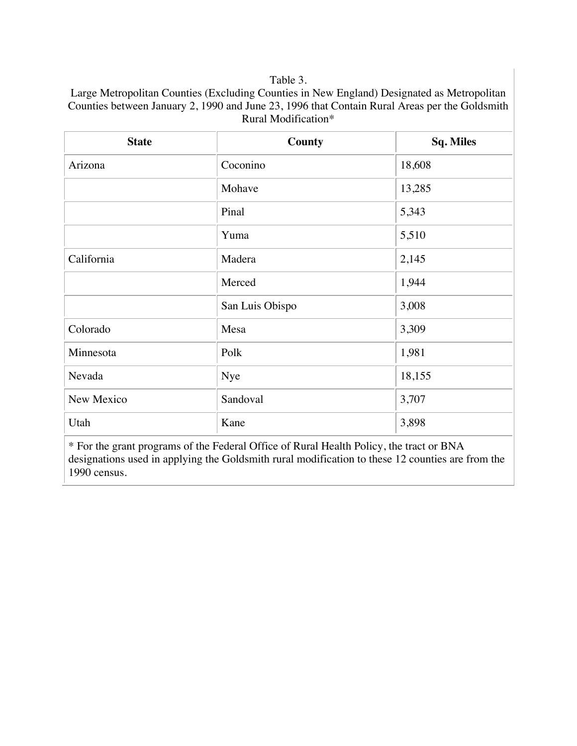Table 3.
Large Metropolitan Counties (Excluding Counties in New England) Designated as Metropolitan Counties between January 2, 1990 and June 23, 1996 that Contain Rural Areas per the Goldsmith Rural Modification*

| State | County | Sq. Miles |
|---|---|---|
| Arizona | Coconino | 18,608 |
| | Mohave | 13,285 |
| | Pinal | 5,343 |
| | Yuma | 5,510 |
| California | Madera | 2,145 |
| | Merced | 1,944 |
| | San Luis Obispo | 3,008 |
| Colorado | Mesa | 3,309 |
| Minnesota | Polk | 1,981 |
| Nevada | Nye | 18,155 |
| New Mexico | Sandoval | 3,707 |
| Utah | Kane | 3,898 |

* For the grant programs of the Federal Office of Rural Health Policy, the tract or BNA designations used in applying the Goldsmith rural modification to these 12 counties are from the 1990 census.